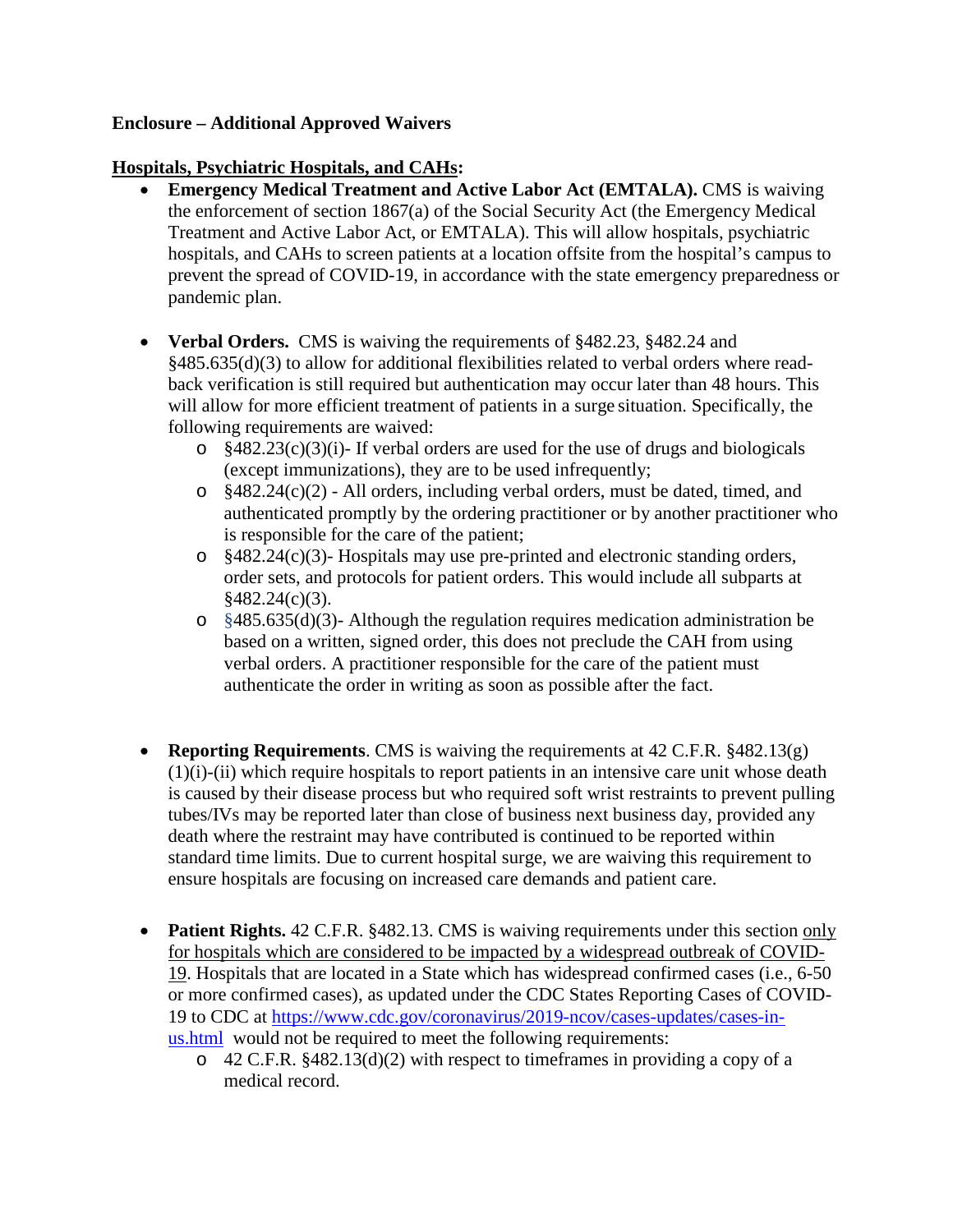**Enclosure – Additional Approved Waivers**

**<u>Hospitals, Psychiatric Hospitals, and CAHs</u>:**

- **Emergency Medical Treatment and Active Labor Act (EMTALA).** CMS is waiving the enforcement of section 1867(a) of the Social Security Act (the Emergency Medical Treatment and Active Labor Act, or EMTALA). This will allow hospitals, psychiatric hospitals, and CAHs to screen patients at a location offsite from the hospital's campus to prevent the spread of COVID-19, in accordance with the state emergency preparedness or pandemic plan.

- **Verbal Orders.** CMS is waiving the requirements of §482.23, §482.24 and §485.635(d)(3) to allow for additional flexibilities related to verbal orders where read-back verification is still required but authentication may occur later than 48 hours. This will allow for more efficient treatment of patients in a surge situation. Specifically, the following requirements are waived:
  - §482.23(c)(3)(i)- If verbal orders are used for the use of drugs and biologicals (except immunizations), they are to be used infrequently;
  - §482.24(c)(2) - All orders, including verbal orders, must be dated, timed, and authenticated promptly by the ordering practitioner or by another practitioner who is responsible for the care of the patient;
  - §482.24(c)(3)- Hospitals may use pre-printed and electronic standing orders, order sets, and protocols for patient orders. This would include all subparts at §482.24(c)(3).
  - §485.635(d)(3)- Although the regulation requires medication administration be based on a written, signed order, this does not preclude the CAH from using verbal orders. A practitioner responsible for the care of the patient must authenticate the order in writing as soon as possible after the fact.

- **Reporting Requirements**. CMS is waiving the requirements at 42 C.F.R. §482.13(g)(1)(i)-(ii) which require hospitals to report patients in an intensive care unit whose death is caused by their disease process but who required soft wrist restraints to prevent pulling tubes/IVs may be reported later than close of business next business day, provided any death where the restraint may have contributed is continued to be reported within standard time limits. Due to current hospital surge, we are waiving this requirement to ensure hospitals are focusing on increased care demands and patient care.

- **Patient Rights.** 42 C.F.R. §482.13. CMS is waiving requirements under this section <u>only for hospitals which are considered to be impacted by a widespread outbreak of COVID-19</u>. Hospitals that are located in a State which has widespread confirmed cases (i.e., 6-50 or more confirmed cases), as updated under the CDC States Reporting Cases of COVID-19 to CDC at [https://www.cdc.gov/coronavirus/2019-ncov/cases-updates/cases-in-us.html](https://www.cdc.gov/coronavirus/2019-ncov/cases-updates/cases-in-us.html) would not be required to meet the following requirements:
  - 42 C.F.R. §482.13(d)(2) with respect to timeframes in providing a copy of a medical record.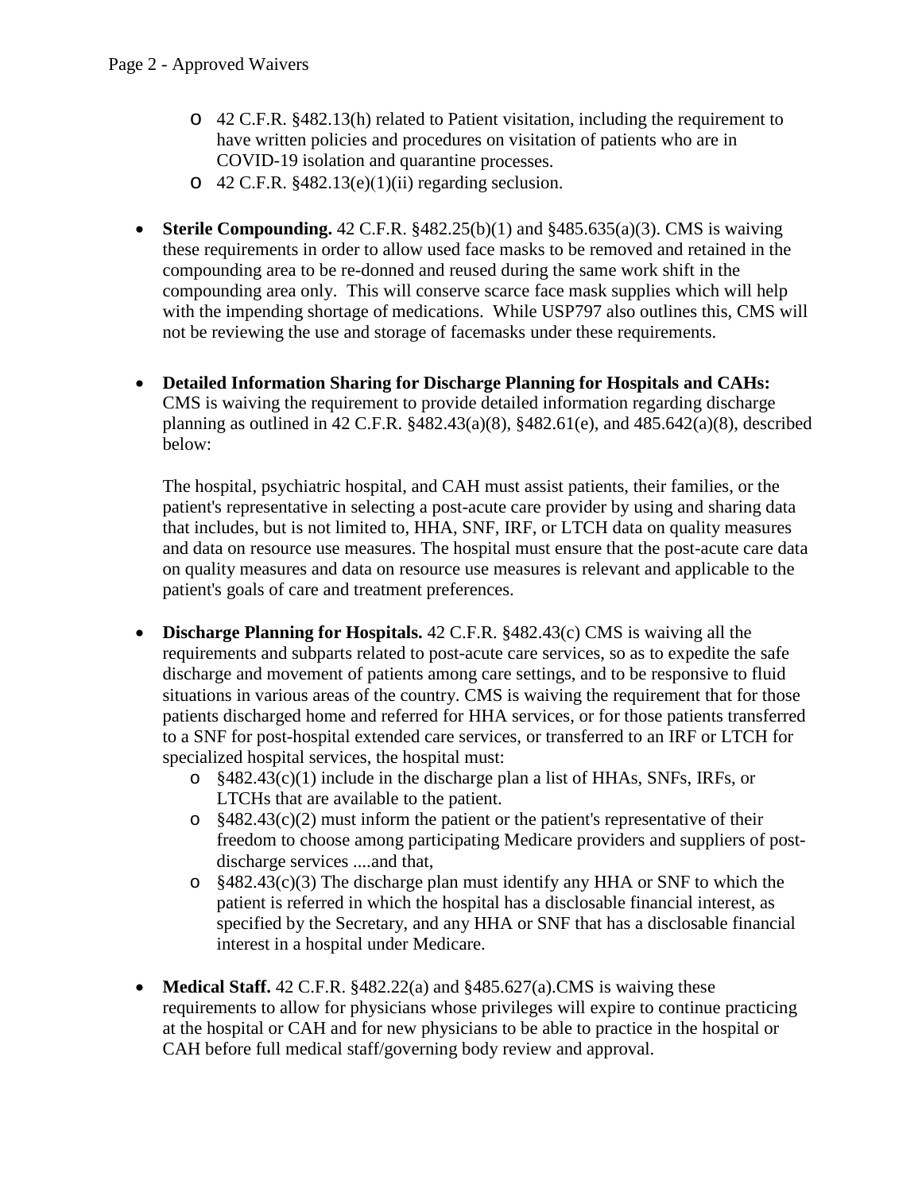- 42 C.F.R. §482.13(h) related to Patient visitation, including the requirement to have written policies and procedures on visitation of patients who are in COVID-19 isolation and quarantine processes.
- 42 C.F.R. §482.13(e)(1)(ii) regarding seclusion.

- **Sterile Compounding.** 42 C.F.R. §482.25(b)(1) and §485.635(a)(3). CMS is waiving these requirements in order to allow used face masks to be removed and retained in the compounding area to be re-donned and reused during the same work shift in the compounding area only. This will conserve scarce face mask supplies which will help with the impending shortage of medications. While USP797 also outlines this, CMS will not be reviewing the use and storage of facemasks under these requirements.

- **Detailed Information Sharing for Discharge Planning for Hospitals and CAHs:** CMS is waiving the requirement to provide detailed information regarding discharge planning as outlined in 42 C.F.R. §482.43(a)(8), §482.61(e), and 485.642(a)(8), described below:

  The hospital, psychiatric hospital, and CAH must assist patients, their families, or the patient's representative in selecting a post-acute care provider by using and sharing data that includes, but is not limited to, HHA, SNF, IRF, or LTCH data on quality measures and data on resource use measures. The hospital must ensure that the post-acute care data on quality measures and data on resource use measures is relevant and applicable to the patient's goals of care and treatment preferences.

- **Discharge Planning for Hospitals.** 42 C.F.R. §482.43(c) CMS is waiving all the requirements and subparts related to post-acute care services, so as to expedite the safe discharge and movement of patients among care settings, and to be responsive to fluid situations in various areas of the country. CMS is waiving the requirement that for those patients discharged home and referred for HHA services, or for those patients transferred to a SNF for post-hospital extended care services, or transferred to an IRF or LTCH for specialized hospital services, the hospital must:
  - §482.43(c)(1) include in the discharge plan a list of HHAs, SNFs, IRFs, or LTCHs that are available to the patient.
  - §482.43(c)(2) must inform the patient or the patient's representative of their freedom to choose among participating Medicare providers and suppliers of post-discharge services ....and that,
  - §482.43(c)(3) The discharge plan must identify any HHA or SNF to which the patient is referred in which the hospital has a disclosable financial interest, as specified by the Secretary, and any HHA or SNF that has a disclosable financial interest in a hospital under Medicare.

- **Medical Staff.** 42 C.F.R. §482.22(a) and §485.627(a).CMS is waiving these requirements to allow for physicians whose privileges will expire to continue practicing at the hospital or CAH and for new physicians to be able to practice in the hospital or CAH before full medical staff/governing body review and approval.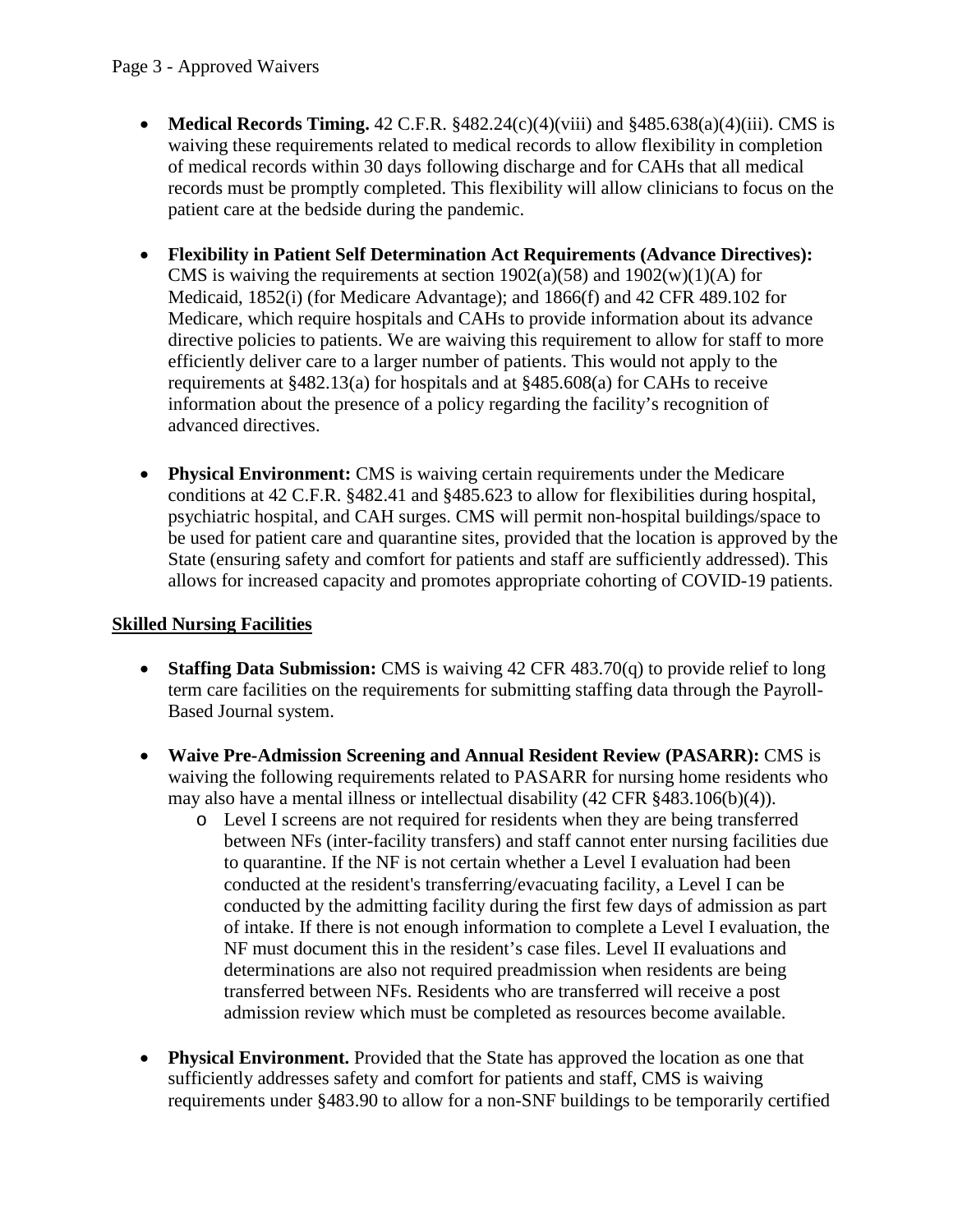- **Medical Records Timing.** 42 C.F.R. §482.24(c)(4)(viii) and §485.638(a)(4)(iii). CMS is waiving these requirements related to medical records to allow flexibility in completion of medical records within 30 days following discharge and for CAHs that all medical records must be promptly completed. This flexibility will allow clinicians to focus on the patient care at the bedside during the pandemic.

- **Flexibility in Patient Self Determination Act Requirements (Advance Directives):** CMS is waiving the requirements at section 1902(a)(58) and 1902(w)(1)(A) for Medicaid, 1852(i) (for Medicare Advantage); and 1866(f) and 42 CFR 489.102 for Medicare, which require hospitals and CAHs to provide information about its advance directive policies to patients. We are waiving this requirement to allow for staff to more efficiently deliver care to a larger number of patients. This would not apply to the requirements at §482.13(a) for hospitals and at §485.608(a) for CAHs to receive information about the presence of a policy regarding the facility's recognition of advanced directives.

- **Physical Environment:** CMS is waiving certain requirements under the Medicare conditions at 42 C.F.R. §482.41 and §485.623 to allow for flexibilities during hospital, psychiatric hospital, and CAH surges. CMS will permit non-hospital buildings/space to be used for patient care and quarantine sites, provided that the location is approved by the State (ensuring safety and comfort for patients and staff are sufficiently addressed). This allows for increased capacity and promotes appropriate cohorting of COVID-19 patients.

**Skilled Nursing Facilities**

- **Staffing Data Submission:** CMS is waiving 42 CFR 483.70(q) to provide relief to long term care facilities on the requirements for submitting staffing data through the Payroll-Based Journal system.

- **Waive Pre-Admission Screening and Annual Resident Review (PASARR):** CMS is waiving the following requirements related to PASARR for nursing home residents who may also have a mental illness or intellectual disability (42 CFR §483.106(b)(4)).
  - Level I screens are not required for residents when they are being transferred between NFs (inter-facility transfers) and staff cannot enter nursing facilities due to quarantine. If the NF is not certain whether a Level I evaluation had been conducted at the resident's transferring/evacuating facility, a Level I can be conducted by the admitting facility during the first few days of admission as part of intake. If there is not enough information to complete a Level I evaluation, the NF must document this in the resident's case files. Level II evaluations and determinations are also not required preadmission when residents are being transferred between NFs. Residents who are transferred will receive a post admission review which must be completed as resources become available.

- **Physical Environment.** Provided that the State has approved the location as one that sufficiently addresses safety and comfort for patients and staff, CMS is waiving requirements under §483.90 to allow for a non-SNF buildings to be temporarily certified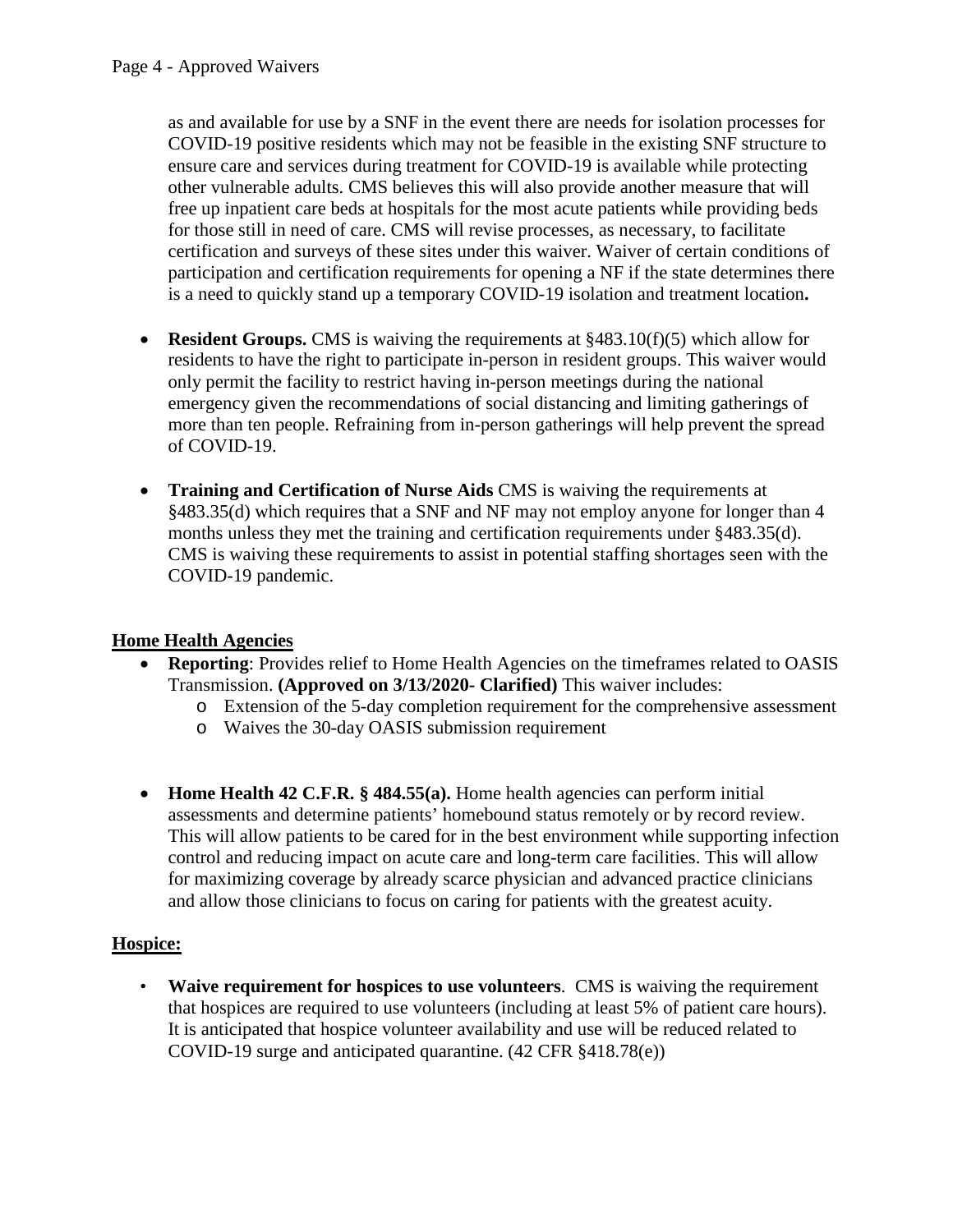as and available for use by a SNF in the event there are needs for isolation processes for COVID-19 positive residents which may not be feasible in the existing SNF structure to ensure care and services during treatment for COVID-19 is available while protecting other vulnerable adults. CMS believes this will also provide another measure that will free up inpatient care beds at hospitals for the most acute patients while providing beds for those still in need of care. CMS will revise processes, as necessary, to facilitate certification and surveys of these sites under this waiver. Waiver of certain conditions of participation and certification requirements for opening a NF if the state determines there is a need to quickly stand up a temporary COVID-19 isolation and treatment location**.**

- **Resident Groups.** CMS is waiving the requirements at §483.10(f)(5) which allow for residents to have the right to participate in-person in resident groups. This waiver would only permit the facility to restrict having in-person meetings during the national emergency given the recommendations of social distancing and limiting gatherings of more than ten people. Refraining from in-person gatherings will help prevent the spread of COVID-19.
- **Training and Certification of Nurse Aids** CMS is waiving the requirements at §483.35(d) which requires that a SNF and NF may not employ anyone for longer than 4 months unless they met the training and certification requirements under §483.35(d). CMS is waiving these requirements to assist in potential staffing shortages seen with the COVID-19 pandemic.

**Home Health Agencies**

- **Reporting**: Provides relief to Home Health Agencies on the timeframes related to OASIS Transmission. **(Approved on 3/13/2020- Clarified)** This waiver includes:
  - Extension of the 5-day completion requirement for the comprehensive assessment
  - Waives the 30-day OASIS submission requirement
- **Home Health 42 C.F.R. § 484.55(a).** Home health agencies can perform initial assessments and determine patients' homebound status remotely or by record review. This will allow patients to be cared for in the best environment while supporting infection control and reducing impact on acute care and long-term care facilities. This will allow for maximizing coverage by already scarce physician and advanced practice clinicians and allow those clinicians to focus on caring for patients with the greatest acuity.

**Hospice:**

- **Waive requirement for hospices to use volunteers**. CMS is waiving the requirement that hospices are required to use volunteers (including at least 5% of patient care hours). It is anticipated that hospice volunteer availability and use will be reduced related to COVID-19 surge and anticipated quarantine. (42 CFR §418.78(e))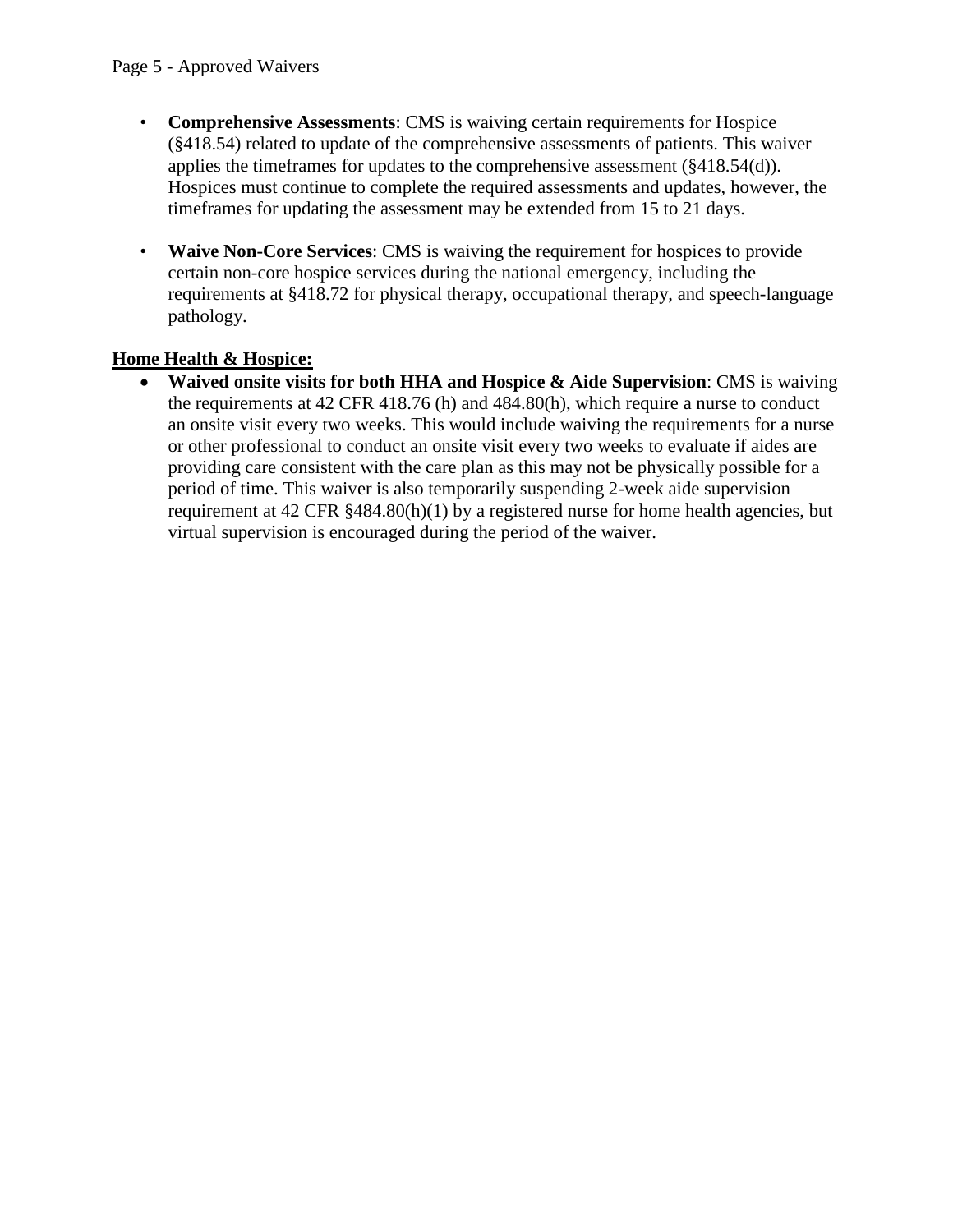- **Comprehensive Assessments**: CMS is waiving certain requirements for Hospice (§418.54) related to update of the comprehensive assessments of patients. This waiver applies the timeframes for updates to the comprehensive assessment (§418.54(d)). Hospices must continue to complete the required assessments and updates, however, the timeframes for updating the assessment may be extended from 15 to 21 days.

- **Waive Non-Core Services**: CMS is waiving the requirement for hospices to provide certain non-core hospice services during the national emergency, including the requirements at §418.72 for physical therapy, occupational therapy, and speech-language pathology.

**Home Health & Hospice:**

- **Waived onsite visits for both HHA and Hospice & Aide Supervision**: CMS is waiving the requirements at 42 CFR 418.76 (h) and 484.80(h), which require a nurse to conduct an onsite visit every two weeks. This would include waiving the requirements for a nurse or other professional to conduct an onsite visit every two weeks to evaluate if aides are providing care consistent with the care plan as this may not be physically possible for a period of time. This waiver is also temporarily suspending 2-week aide supervision requirement at 42 CFR §484.80(h)(1) by a registered nurse for home health agencies, but virtual supervision is encouraged during the period of the waiver.